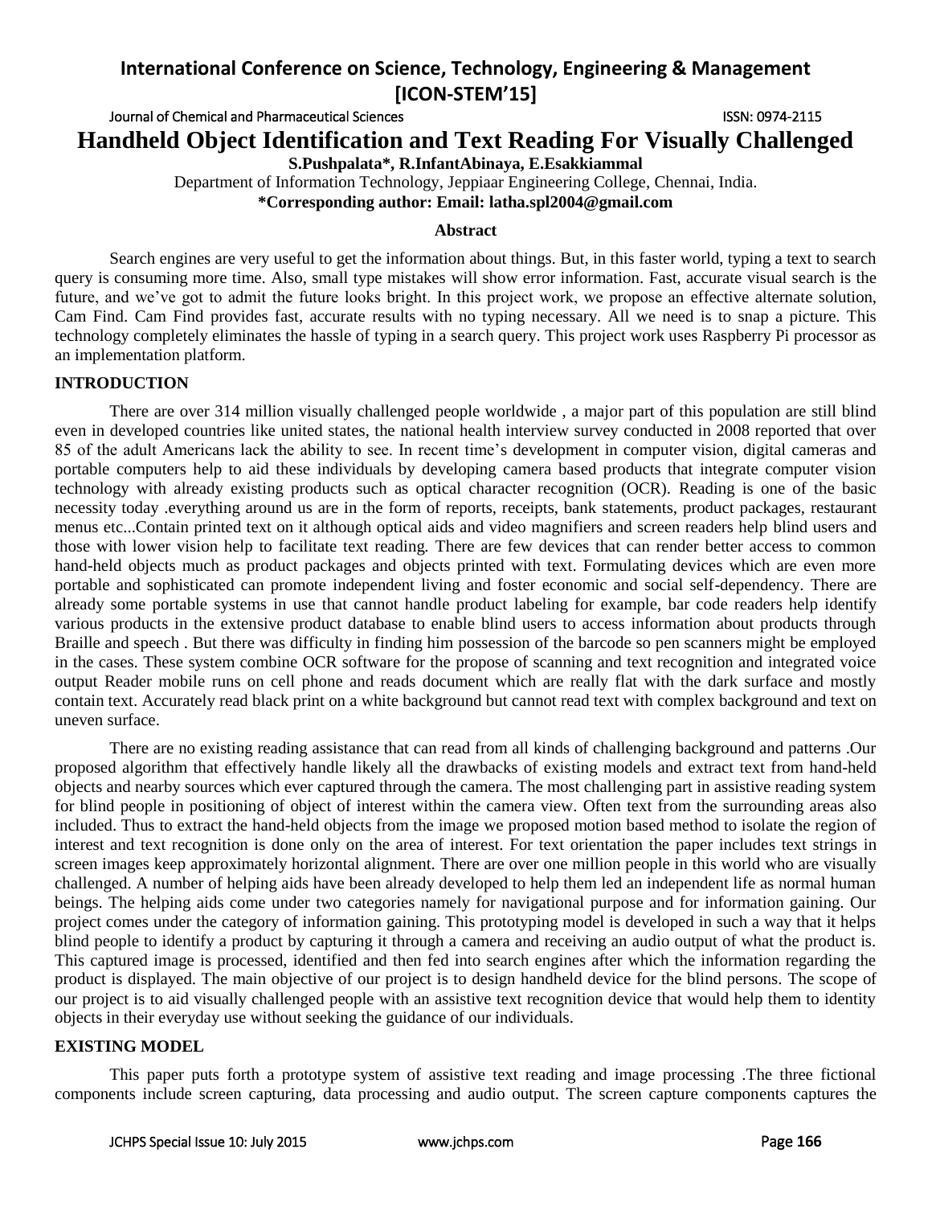# Handheld Object Identification and Text Reading For Visually Challenged

**S.Pushpalata*, R.InfantAbinaya, E.Esakkiammal**

Department of Information Technology, Jeppiaar Engineering College, Chennai, India.

**\*Corresponding author: Email: latha.spl2004@gmail.com**

### Abstract

Search engines are very useful to get the information about things. But, in this faster world, typing a text to search query is consuming more time. Also, small type mistakes will show error information. Fast, accurate visual search is the future, and we've got to admit the future looks bright. In this project work, we propose an effective alternate solution, Cam Find. Cam Find provides fast, accurate results with no typing necessary. All we need is to snap a picture. This technology completely eliminates the hassle of typing in a search query. This project work uses Raspberry Pi processor as an implementation platform.

## INTRODUCTION

There are over 314 million visually challenged people worldwide , a major part of this population are still blind even in developed countries like united states, the national health interview survey conducted in 2008 reported that over 85 of the adult Americans lack the ability to see. In recent time's development in computer vision, digital cameras and portable computers help to aid these individuals by developing camera based products that integrate computer vision technology with already existing products such as optical character recognition (OCR). Reading is one of the basic necessity today .everything around us are in the form of reports, receipts, bank statements, product packages, restaurant menus etc...Contain printed text on it although optical aids and video magnifiers and screen readers help blind users and those with lower vision help to facilitate text reading. There are few devices that can render better access to common hand-held objects much as product packages and objects printed with text. Formulating devices which are even more portable and sophisticated can promote independent living and foster economic and social self-dependency. There are already some portable systems in use that cannot handle product labeling for example, bar code readers help identify various products in the extensive product database to enable blind users to access information about products through Braille and speech . But there was difficulty in finding him possession of the barcode so pen scanners might be employed in the cases. These system combine OCR software for the propose of scanning and text recognition and integrated voice output Reader mobile runs on cell phone and reads document which are really flat with the dark surface and mostly contain text. Accurately read black print on a white background but cannot read text with complex background and text on uneven surface.

There are no existing reading assistance that can read from all kinds of challenging background and patterns .Our proposed algorithm that effectively handle likely all the drawbacks of existing models and extract text from hand-held objects and nearby sources which ever captured through the camera. The most challenging part in assistive reading system for blind people in positioning of object of interest within the camera view. Often text from the surrounding areas also included. Thus to extract the hand-held objects from the image we proposed motion based method to isolate the region of interest and text recognition is done only on the area of interest. For text orientation the paper includes text strings in screen images keep approximately horizontal alignment. There are over one million people in this world who are visually challenged. A number of helping aids have been already developed to help them led an independent life as normal human beings. The helping aids come under two categories namely for navigational purpose and for information gaining. Our project comes under the category of information gaining. This prototyping model is developed in such a way that it helps blind people to identify a product by capturing it through a camera and receiving an audio output of what the product is. This captured image is processed, identified and then fed into search engines after which the information regarding the product is displayed. The main objective of our project is to design handheld device for the blind persons. The scope of our project is to aid visually challenged people with an assistive text recognition device that would help them to identity objects in their everyday use without seeking the guidance of our individuals.

## EXISTING MODEL

This paper puts forth a prototype system of assistive text reading and image processing .The three fictional components include screen capturing, data processing and audio output. The screen capture components captures the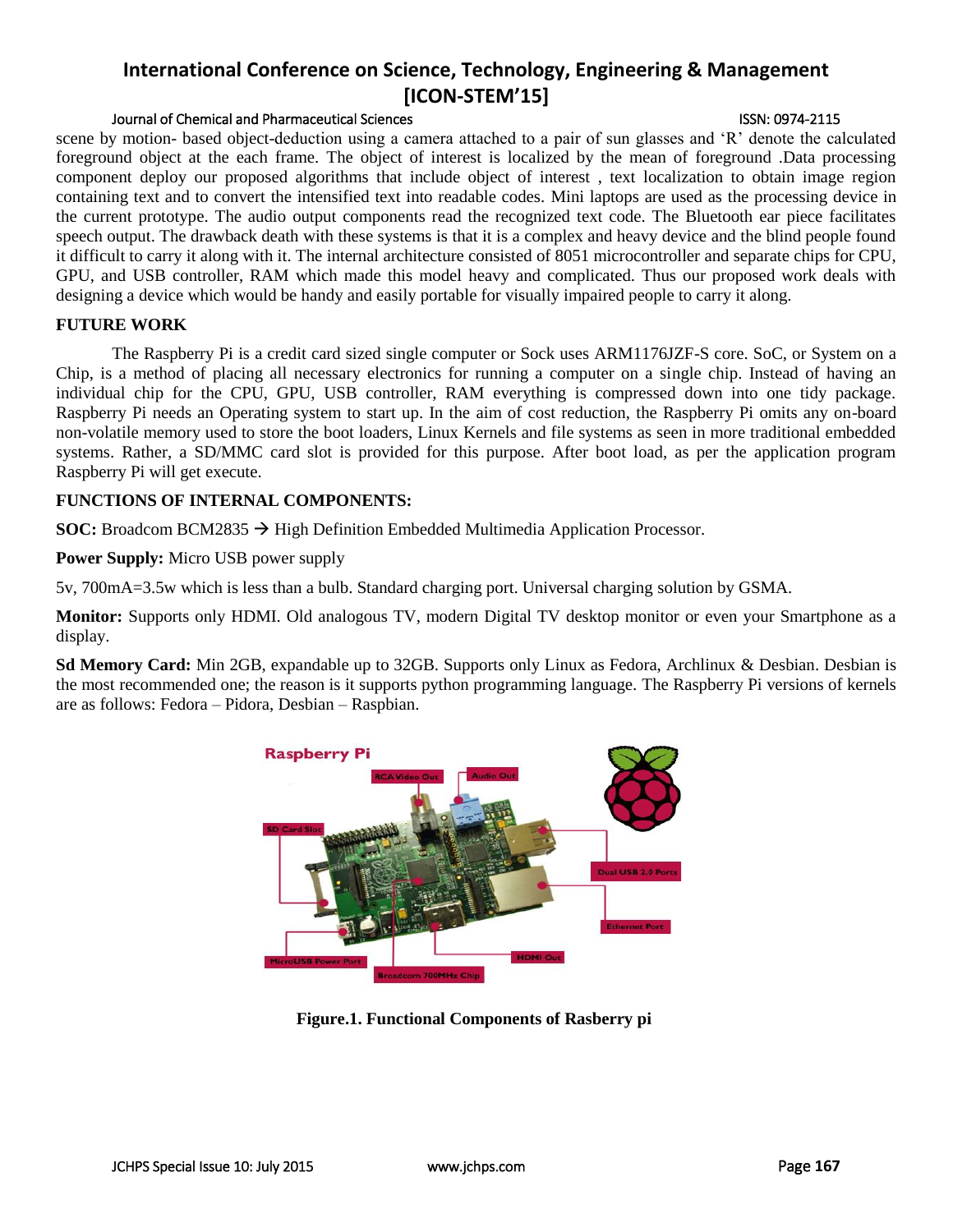scene by motion- based object-deduction using a camera attached to a pair of sun glasses and 'R' denote the calculated foreground object at the each frame. The object of interest is localized by the mean of foreground .Data processing component deploy our proposed algorithms that include object of interest , text localization to obtain image region containing text and to convert the intensified text into readable codes. Mini laptops are used as the processing device in the current prototype. The audio output components read the recognized text code. The Bluetooth ear piece facilitates speech output. The drawback death with these systems is that it is a complex and heavy device and the blind people found it difficult to carry it along with it. The internal architecture consisted of 8051 microcontroller and separate chips for CPU, GPU, and USB controller, RAM which made this model heavy and complicated. Thus our proposed work deals with designing a device which would be handy and easily portable for visually impaired people to carry it along.

## FUTURE WORK

The Raspberry Pi is a credit card sized single computer or Sock uses ARM1176JZF-S core. SoC, or System on a Chip, is a method of placing all necessary electronics for running a computer on a single chip. Instead of having an individual chip for the CPU, GPU, USB controller, RAM everything is compressed down into one tidy package. Raspberry Pi needs an Operating system to start up. In the aim of cost reduction, the Raspberry Pi omits any on-board non-volatile memory used to store the boot loaders, Linux Kernels and file systems as seen in more traditional embedded systems. Rather, a SD/MMC card slot is provided for this purpose. After boot load, as per the application program Raspberry Pi will get execute.

## FUNCTIONS OF INTERNAL COMPONENTS:

**SOC:** Broadcom BCM2835 → High Definition Embedded Multimedia Application Processor.

**Power Supply:** Micro USB power supply

5v, 700mA=3.5w which is less than a bulb. Standard charging port. Universal charging solution by GSMA.

**Monitor:** Supports only HDMI. Old analogous TV, modern Digital TV desktop monitor or even your Smartphone as a display.

**Sd Memory Card:** Min 2GB, expandable up to 32GB. Supports only Linux as Fedora, Archlinux & Desbian. Desbian is the most recommended one; the reason is it supports python programming language. The Raspberry Pi versions of kernels are as follows: Fedora – Pidora, Desbian – Raspbian.

**Figure.1. Functional Components of Rasberry pi**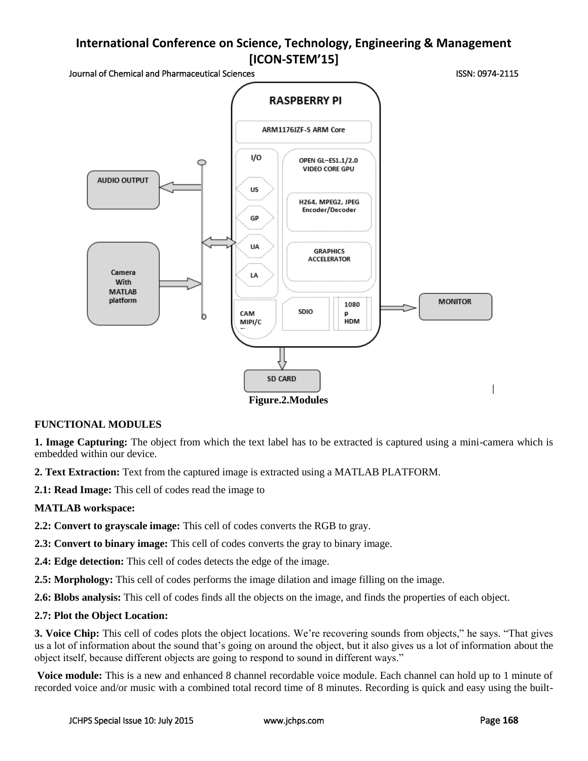Figure.2.Modules

**FUNCTIONAL MODULES**

**1. Image Capturing:** The object from which the text label has to be extracted is captured using a mini-camera which is embedded within our device.

**2. Text Extraction:** Text from the captured image is extracted using a MATLAB PLATFORM.

**2.1: Read Image:** This cell of codes read the image to

**MATLAB workspace:**

**2.2: Convert to grayscale image:** This cell of codes converts the RGB to gray.

**2.3: Convert to binary image:** This cell of codes converts the gray to binary image.

**2.4: Edge detection:** This cell of codes detects the edge of the image.

**2.5: Morphology:** This cell of codes performs the image dilation and image filling on the image.

**2.6: Blobs analysis:** This cell of codes finds all the objects on the image, and finds the properties of each object.

**2.7: Plot the Object Location:**

**3. Voice Chip:** This cell of codes plots the object locations. We're recovering sounds from objects," he says. "That gives us a lot of information about the sound that's going on around the object, but it also gives us a lot of information about the object itself, because different objects are going to respond to sound in different ways."

**Voice module:** This is a new and enhanced 8 channel recordable voice module. Each channel can hold up to 1 minute of recorded voice and/or music with a combined total record time of 8 minutes. Recording is quick and easy using the built-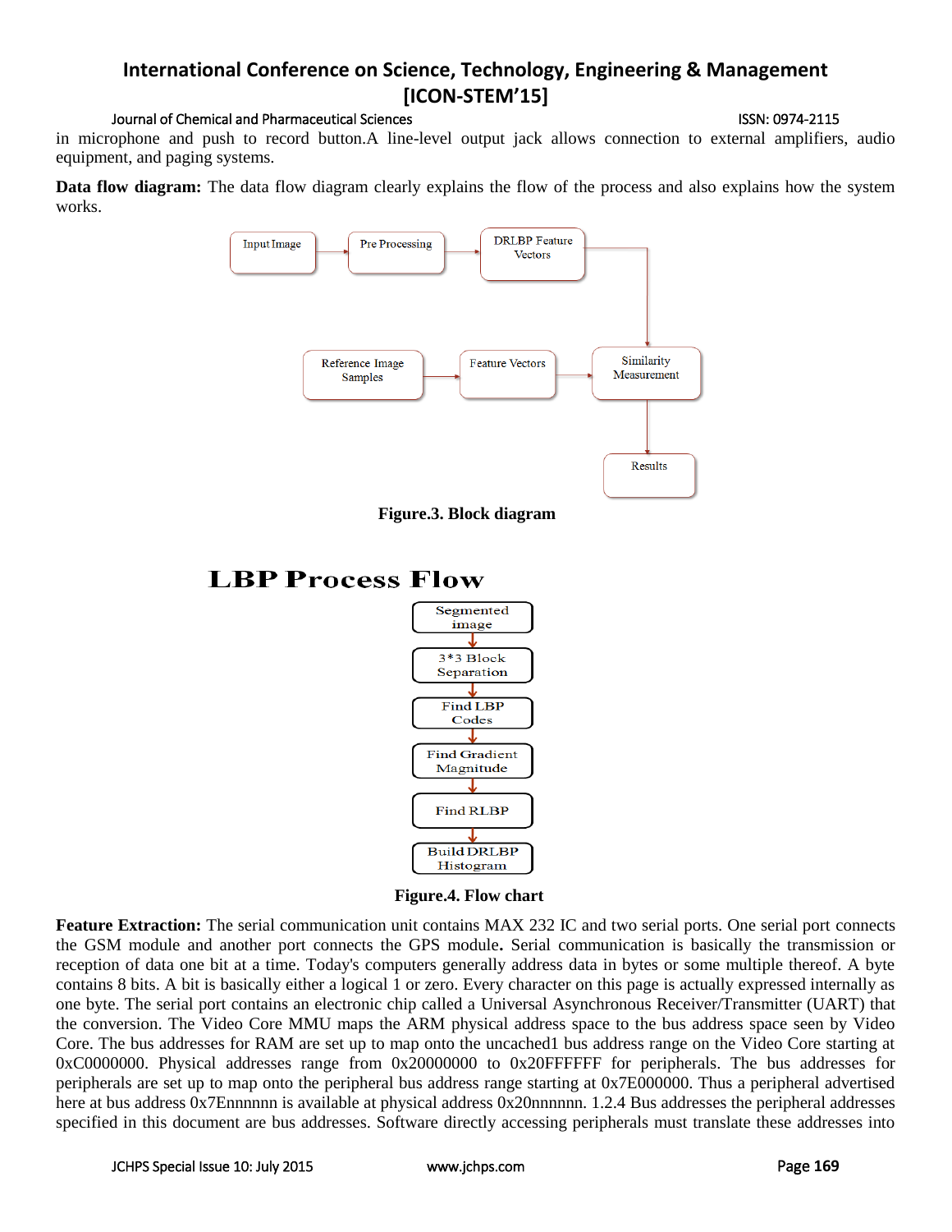in microphone and push to record button.A line-level output jack allows connection to external amplifiers, audio equipment, and paging systems.

**Data flow diagram:** The data flow diagram clearly explains the flow of the process and also explains how the system works.

Input Image → Pre Processing → DRLBP Feature Vectors → Similarity Measurement

Reference Image Samples → Feature Vectors → Similarity Measurement → Results

**Figure.3. Block diagram**

**LBP Process Flow**

Segmented image → 3*3 Block Separation → Find LBP Codes → Find Gradient Magnitude → Find RLBP → Build DRLBP Histogram

**Figure.4. Flow chart**

**Feature Extraction:** The serial communication unit contains MAX 232 IC and two serial ports. One serial port connects the GSM module and another port connects the GPS module**.** Serial communication is basically the transmission or reception of data one bit at a time. Today's computers generally address data in bytes or some multiple thereof. A byte contains 8 bits. A bit is basically either a logical 1 or zero. Every character on this page is actually expressed internally as one byte. The serial port contains an electronic chip called a Universal Asynchronous Receiver/Transmitter (UART) that the conversion. The Video Core MMU maps the ARM physical address space to the bus address space seen by Video Core. The bus addresses for RAM are set up to map onto the uncached1 bus address range on the Video Core starting at 0xC0000000. Physical addresses range from 0x20000000 to 0x20FFFFFF for peripherals. The bus addresses for peripherals are set up to map onto the peripheral bus address range starting at 0x7E000000. Thus a peripheral advertised here at bus address 0x7Ennnnnn is available at physical address 0x20nnnnnn. 1.2.4 Bus addresses the peripheral addresses specified in this document are bus addresses. Software directly accessing peripherals must translate these addresses into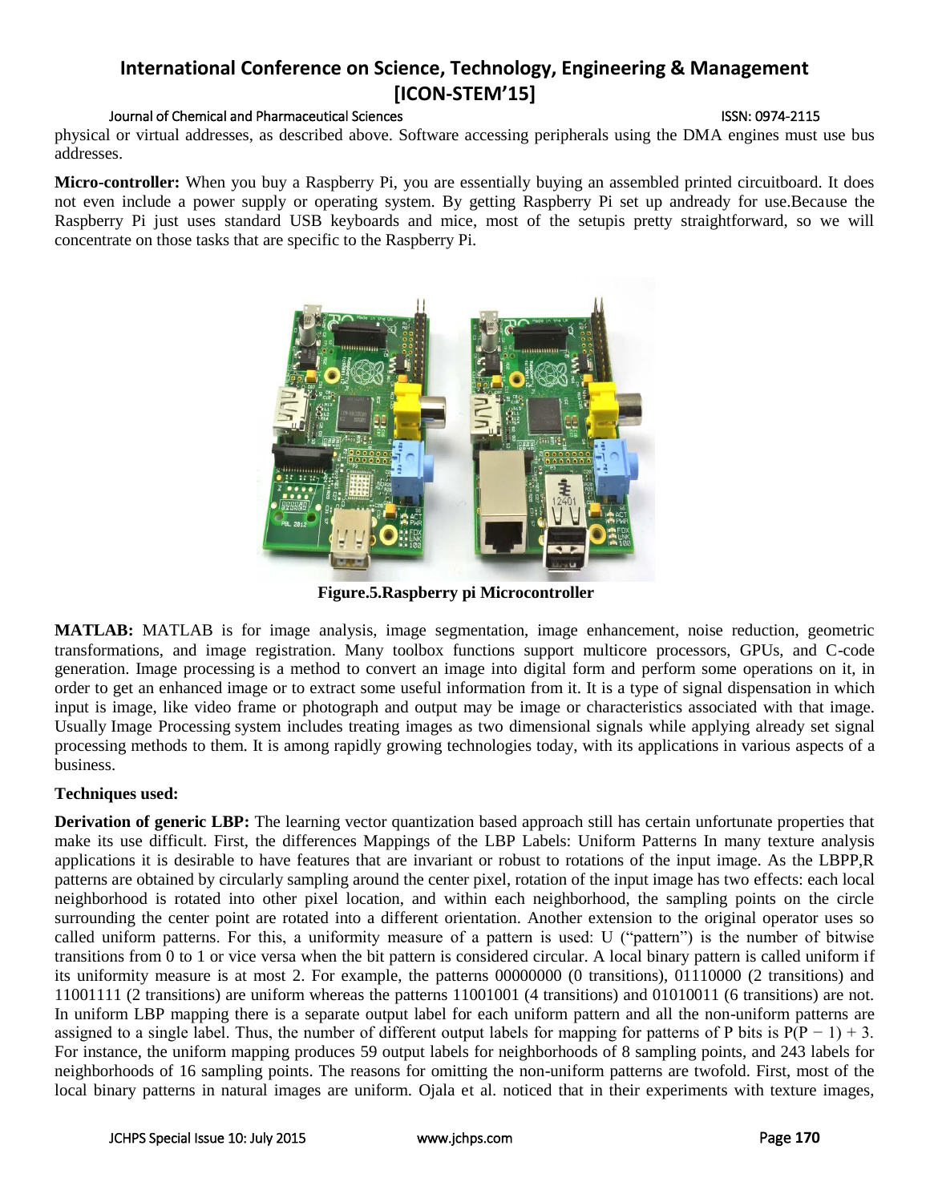physical or virtual addresses, as described above. Software accessing peripherals using the DMA engines must use bus addresses.

**Micro-controller:** When you buy a Raspberry Pi, you are essentially buying an assembled printed circuitboard. It does not even include a power supply or operating system. By getting Raspberry Pi set up andready for use.Because the Raspberry Pi just uses standard USB keyboards and mice, most of the setupis pretty straightforward, so we will concentrate on those tasks that are specific to the Raspberry Pi.

**Figure.5.Raspberry pi Microcontroller**

**MATLAB:** MATLAB is for image analysis, image segmentation, image enhancement, noise reduction, geometric transformations, and image registration. Many toolbox functions support multicore processors, GPUs, and C-code generation. Image processing is a method to convert an image into digital form and perform some operations on it, in order to get an enhanced image or to extract some useful information from it. It is a type of signal dispensation in which input is image, like video frame or photograph and output may be image or characteristics associated with that image. Usually Image Processing system includes treating images as two dimensional signals while applying already set signal processing methods to them. It is among rapidly growing technologies today, with its applications in various aspects of a business.

**Techniques used:**

**Derivation of generic LBP:** The learning vector quantization based approach still has certain unfortunate properties that make its use difficult. First, the differences Mappings of the LBP Labels: Uniform Patterns In many texture analysis applications it is desirable to have features that are invariant or robust to rotations of the input image. As the $LBP_{P,R}$ patterns are obtained by circularly sampling around the center pixel, rotation of the input image has two effects: each local neighborhood is rotated into other pixel location, and within each neighborhood, the sampling points on the circle surrounding the center point are rotated into a different orientation. Another extension to the original operator uses so called uniform patterns. For this, a uniformity measure of a pattern is used: U ("pattern") is the number of bitwise transitions from 0 to 1 or vice versa when the bit pattern is considered circular. A local binary pattern is called uniform if its uniformity measure is at most 2. For example, the patterns 00000000 (0 transitions), 01110000 (2 transitions) and 11001111 (2 transitions) are uniform whereas the patterns 11001001 (4 transitions) and 01010011 (6 transitions) are not. In uniform LBP mapping there is a separate output label for each uniform pattern and all the non-uniform patterns are assigned to a single label. Thus, the number of different output labels for mapping for patterns of P bits is $P(P - 1) + 3$. For instance, the uniform mapping produces 59 output labels for neighborhoods of 8 sampling points, and 243 labels for neighborhoods of 16 sampling points. The reasons for omitting the non-uniform patterns are twofold. First, most of the local binary patterns in natural images are uniform. Ojala et al. noticed that in their experiments with texture images,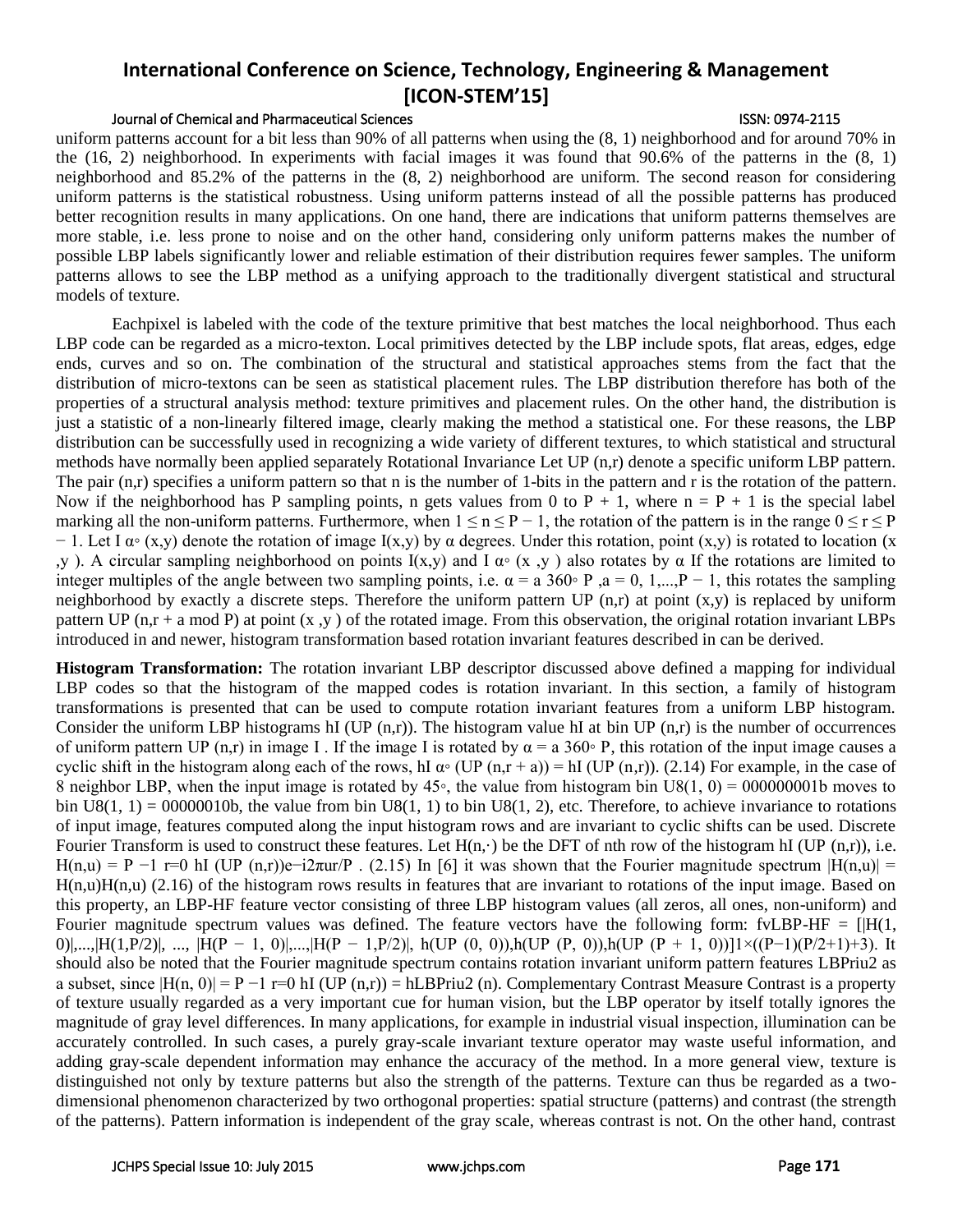uniform patterns account for a bit less than 90% of all patterns when using the (8, 1) neighborhood and for around 70% in the (16, 2) neighborhood. In experiments with facial images it was found that 90.6% of the patterns in the (8, 1) neighborhood and 85.2% of the patterns in the (8, 2) neighborhood are uniform. The second reason for considering uniform patterns is the statistical robustness. Using uniform patterns instead of all the possible patterns has produced better recognition results in many applications. On one hand, there are indications that uniform patterns themselves are more stable, i.e. less prone to noise and on the other hand, considering only uniform patterns makes the number of possible LBP labels significantly lower and reliable estimation of their distribution requires fewer samples. The uniform patterns allows to see the LBP method as a unifying approach to the traditionally divergent statistical and structural models of texture.

Eachpixel is labeled with the code of the texture primitive that best matches the local neighborhood. Thus each LBP code can be regarded as a micro-texton. Local primitives detected by the LBP include spots, flat areas, edges, edge ends, curves and so on. The combination of the structural and statistical approaches stems from the fact that the distribution of micro-textons can be seen as statistical placement rules. The LBP distribution therefore has both of the properties of a structural analysis method: texture primitives and placement rules. On the other hand, the distribution is just a statistic of a non-linearly filtered image, clearly making the method a statistical one. For these reasons, the LBP distribution can be successfully used in recognizing a wide variety of different textures, to which statistical and structural methods have normally been applied separately Rotational Invariance Let UP (n,r) denote a specific uniform LBP pattern. The pair (n,r) specifies a uniform pattern so that n is the number of 1-bits in the pattern and r is the rotation of the pattern. Now if the neighborhood has P sampling points, n gets values from 0 to P + 1, where n = P + 1 is the special label marking all the non-uniform patterns. Furthermore, when $1 \leq n \leq P - 1$, the rotation of the pattern is in the range $0 \leq r \leq P - 1$. Let I α◦ (x,y) denote the rotation of image I(x,y) by α degrees. Under this rotation, point (x,y) is rotated to location (x ,y ). A circular sampling neighborhood on points I(x,y) and I α◦ (x ,y ) also rotates by α If the rotations are limited to integer multiples of the angle between two sampling points, i.e. α = a 360◦ P ,a = 0, 1,...,P − 1, this rotates the sampling neighborhood by exactly a discrete steps. Therefore the uniform pattern UP (n,r) at point (x,y) is replaced by uniform pattern UP (n,r + a mod P) at point (x ,y ) of the rotated image. From this observation, the original rotation invariant LBPs introduced in and newer, histogram transformation based rotation invariant features described in can be derived.

**Histogram Transformation:** The rotation invariant LBP descriptor discussed above defined a mapping for individual LBP codes so that the histogram of the mapped codes is rotation invariant. In this section, a family of histogram transformations is presented that can be used to compute rotation invariant features from a uniform LBP histogram. Consider the uniform LBP histograms hI (UP (n,r)). The histogram value hI at bin UP (n,r) is the number of occurrences of uniform pattern UP (n,r) in image I . If the image I is rotated by α = a 360◦ P, this rotation of the input image causes a cyclic shift in the histogram along each of the rows, hI α◦ (UP (n,r + a)) = hI (UP (n,r)). (2.14) For example, in the case of 8 neighbor LBP, when the input image is rotated by 45◦, the value from histogram bin U8(1, 0) = 000000001b moves to bin U8(1, 1) = 00000010b, the value from bin U8(1, 1) to bin U8(1, 2), etc. Therefore, to achieve invariance to rotations of input image, features computed along the input histogram rows and are invariant to cyclic shifts can be used. Discrete Fourier Transform is used to construct these features. Let H(n,·) be the DFT of nth row of the histogram hI (UP (n,r)), i.e. H(n,u) = P −1 r=0 hI (UP (n,r))e−i2πur/P . (2.15) In [6] it was shown that the Fourier magnitude spectrum |H(n,u)| = H(n,u)H(n,u) (2.16) of the histogram rows results in features that are invariant to rotations of the input image. Based on this property, an LBP-HF feature vector consisting of three LBP histogram values (all zeros, all ones, non-uniform) and Fourier magnitude spectrum values was defined. The feature vectors have the following form: fvLBP-HF = [|H(1, 0)|,...,|H(1,P/2)|, ..., |H(P − 1, 0)|,...,|H(P − 1,P/2)|, h(UP (0, 0)),h(UP (P, 0)),h(UP (P + 1, 0))]1×((P−1)(P/2+1)+3). It should also be noted that the Fourier magnitude spectrum contains rotation invariant uniform pattern features LBPriu2 as a subset, since |H(n, 0)| = P −1 r=0 hI (UP (n,r)) = hLBPriu2 (n). Complementary Contrast Measure Contrast is a property of texture usually regarded as a very important cue for human vision, but the LBP operator by itself totally ignores the magnitude of gray level differences. In many applications, for example in industrial visual inspection, illumination can be accurately controlled. In such cases, a purely gray-scale invariant texture operator may waste useful information, and adding gray-scale dependent information may enhance the accuracy of the method. In a more general view, texture is distinguished not only by texture patterns but also the strength of the patterns. Texture can thus be regarded as a two-dimensional phenomenon characterized by two orthogonal properties: spatial structure (patterns) and contrast (the strength of the patterns). Pattern information is independent of the gray scale, whereas contrast is not. On the other hand, contrast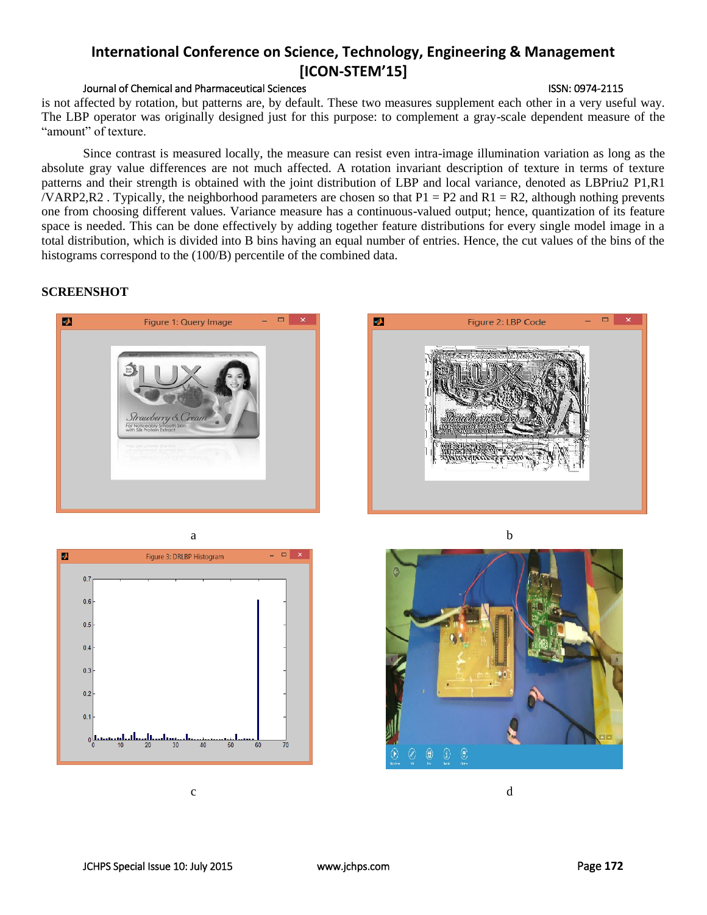is not affected by rotation, but patterns are, by default. These two measures supplement each other in a very useful way. The LBP operator was originally designed just for this purpose: to complement a gray-scale dependent measure of the "amount" of texture.

Since contrast is measured locally, the measure can resist even intra-image illumination variation as long as the absolute gray value differences are not much affected. A rotation invariant description of texture in terms of texture patterns and their strength is obtained with the joint distribution of LBP and local variance, denoted as $LBP^{riu2}_{P1,R1}/VAR_{P2,R2}$. Typically, the neighborhood parameters are chosen so that P1 = P2 and R1 = R2, although nothing prevents one from choosing different values. Variance measure has a continuous-valued output; hence, quantization of its feature space is needed. This can be done effectively by adding together feature distributions for every single model image in a total distribution, which is divided into B bins having an equal number of entries. Hence, the cut values of the bins of the histograms correspond to the (100/B) percentile of the combined data.

**SCREENSHOT**

a

b

c

d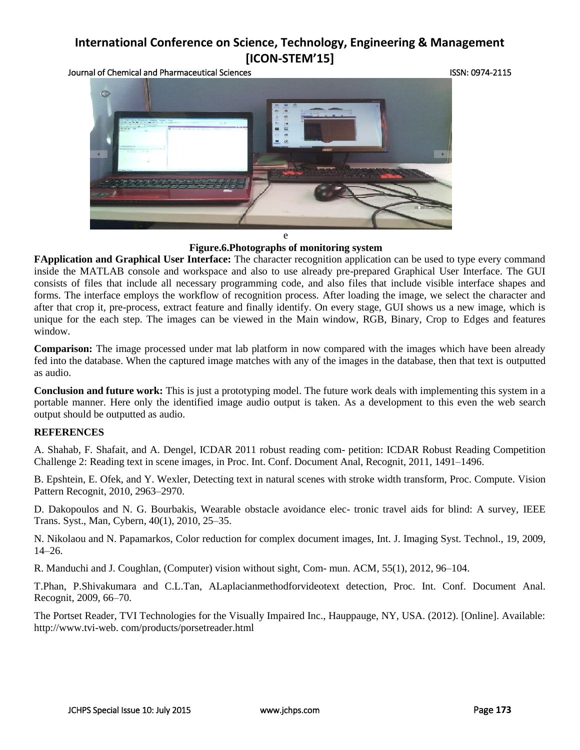e

**Figure.6.Photographs of monitoring system**

**FApplication and Graphical User Interface:** The character recognition application can be used to type every command inside the MATLAB console and workspace and also to use already pre-prepared Graphical User Interface. The GUI consists of files that include all necessary programming code, and also files that include visible interface shapes and forms. The interface employs the workflow of recognition process. After loading the image, we select the character and after that crop it, pre-process, extract feature and finally identify. On every stage, GUI shows us a new image, which is unique for the each step. The images can be viewed in the Main window, RGB, Binary, Crop to Edges and features window.

**Comparison:** The image processed under mat lab platform in now compared with the images which have been already fed into the database. When the captured image matches with any of the images in the database, then that text is outputted as audio.

**Conclusion and future work:** This is just a prototyping model. The future work deals with implementing this system in a portable manner. Here only the identified image audio output is taken. As a development to this even the web search output should be outputted as audio.

## REFERENCES

A. Shahab, F. Shafait, and A. Dengel, ICDAR 2011 robust reading com- petition: ICDAR Robust Reading Competition Challenge 2: Reading text in scene images, in Proc. Int. Conf. Document Anal, Recognit, 2011, 1491–1496.

B. Epshtein, E. Ofek, and Y. Wexler, Detecting text in natural scenes with stroke width transform, Proc. Compute. Vision Pattern Recognit, 2010, 2963–2970.

D. Dakopoulos and N. G. Bourbakis, Wearable obstacle avoidance elec- tronic travel aids for blind: A survey, IEEE Trans. Syst., Man, Cybern, 40(1), 2010, 25–35.

N. Nikolaou and N. Papamarkos, Color reduction for complex document images, Int. J. Imaging Syst. Technol., 19, 2009, 14–26.

R. Manduchi and J. Coughlan, (Computer) vision without sight, Com- mun. ACM, 55(1), 2012, 96–104.

T.Phan, P.Shivakumara and C.L.Tan, ALaplacianmethodforvideotext detection, Proc. Int. Conf. Document Anal. Recognit, 2009, 66–70.

The Portset Reader, TVI Technologies for the Visually Impaired Inc., Hauppauge, NY, USA. (2012). [Online]. Available: http://www.tvi-web. com/products/porsetreader.html